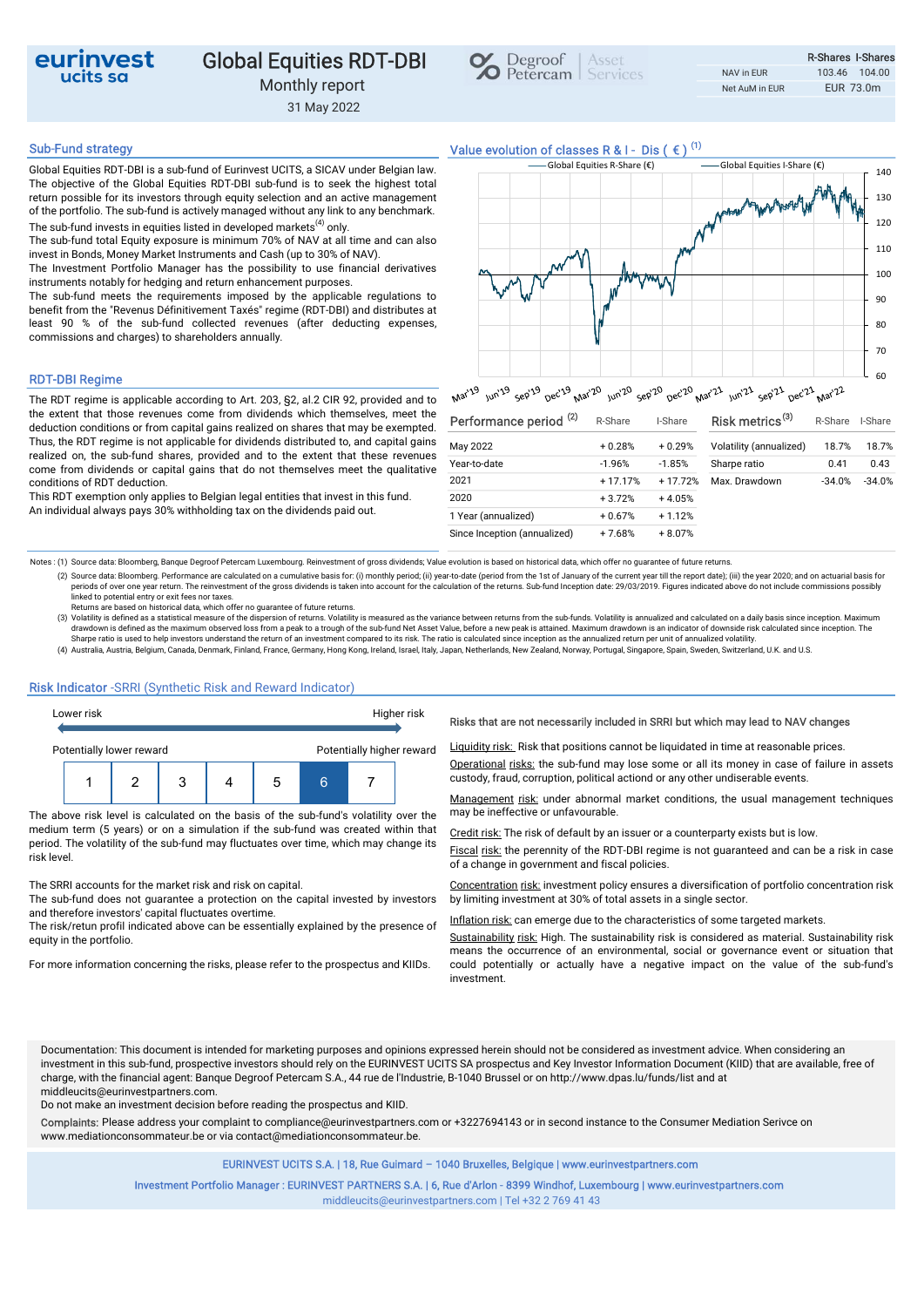# Global Equities RDT-DBI

Monthly report

31 May 2022

eurinvest ucits sa

Degroof Petercam | Asset Services

| | R-Shares | I-Shares |
|---|---|---|
| NAV in EUR | 103.46 | 104.00 |
| Net AuM in EUR | EUR 73.0m | |

## Sub-Fund strategy

Global Equities RDT-DBI is a sub-fund of Eurinvest UCITS, a SICAV under Belgian law. The objective of the Global Equities RDT-DBI sub-fund is to seek the highest total return possible for its investors through equity selection and an active management of the portfolio. The sub-fund is actively managed without any link to any benchmark.

The sub-fund invests in equities listed in developed markets[4] only.

The sub-fund total Equity exposure is minimum 70% of NAV at all time and can also invest in Bonds, Money Market Instruments and Cash (up to 30% of NAV).

The Investment Portfolio Manager has the possibility to use financial derivatives instruments notably for hedging and return enhancement purposes.

The sub-fund meets the requirements imposed by the applicable regulations to benefit from the "Revenus Définitivement Taxés" regime (RDT-DBI) and distributes at least 90 % of the sub-fund collected revenues (after deducting expenses, commissions and charges) to shareholders annually.

## RDT-DBI Regime

The RDT regime is applicable according to Art. 203, §2, al.2 CIR 92, provided and to the extent that those revenues come from dividends which themselves, meet the deduction conditions or from capital gains realized on shares that may be exempted. Thus, the RDT regime is not applicable for dividends distributed to, and capital gains realized on, the sub-fund shares, provided and to the extent that these revenues come from dividends or capital gains that do not themselves meet the qualitative conditions of RDT deduction.

This RDT exemption only applies to Belgian legal entities that invest in this fund.

An individual always pays 30% withholding tax on the dividends paid out.

## Value evolution of classes R & I - Dis ( € ) [1]

— Global Equities R-Share (€) — Global Equities I-Share (€)

Y-axis: 60–140. X-axis: Mar'19, Jun'19, Sep'19, Dec'19, Mar'20, Jun'20, Sep'20, Dec'20, Mar'21, Jun'21, Sep'21, Dec'21, Mar'22

## Performance period [2]

| | R-Share | I-Share |
|---|---|---|
| May 2022 | + 0.28% | + 0.29% |
| Year-to-date | -1.96% | -1.85% |
| 2021 | + 17.17% | + 17.72% |
| 2020 | + 3.72% | + 4.05% |
| 1 Year (annualized) | + 0.67% | + 1.12% |
| Since Inception (annualized) | + 7.68% | + 8.07% |

## Risk metrics [3]

| | R-Share | I-Share |
|---|---|---|
| Volatility (annualized) | 18.7% | 18.7% |
| Sharpe ratio | 0.41 | 0.43 |
| Max. Drawdown | -34.0% | -34.0% |

Notes : (1) Source data: Bloomberg, Banque Degroof Petercam Luxembourg. Reinvestment of gross dividends; Value evolution is based on historical data, which offer no guarantee of future returns.

(2) Source data: Bloomberg. Performance are calculated on a cumulative basis for: (i) monthly period; (ii) year-to-date (period from the 1st of January of the current year till the report date); (iii) the year 2020; and on actuarial basis for periods of over one year return. The reinvestment of the gross dividends is taken into account for the calculation of the returns. Sub-fund Inception date: 29/03/2019. Figures indicated above do not include commissions possibly linked to potential entry or exit fees nor taxes.
Returns are based on historical data, which offer no guarantee of future returns.

(3) Volatility is defined as a statistical measure of the dispersion of returns. Volatility is measured as the variance between returns from the sub-funds. Volatility is annualized and calculated on a daily basis since inception. Maximum drawdown is defined as the maximum observed loss from a peak to a trough of the sub-fund Net Asset Value, before a new peak is attained. Maximum drawdown is an indicator of downside risk calculated since inception. The Sharpe ratio is used to help investors understand the return of an investment compared to its risk. The ratio is calculated since inception as the annualized return per unit of annualized volatility.

(4) Australia, Austria, Belgium, Canada, Denmark, Finland, France, Germany, Hong Kong, Ireland, Israel, Italy, Japan, Netherlands, New Zealand, Norway, Portugal, Singapore, Spain, Sweden, Switzerland, U.K. and U.S.

## Risk Indicator -SRRI (Synthetic Risk and Reward Indicator)

Lower risk — Higher risk

Potentially lower reward — Potentially higher reward

| 1 | 2 | 3 | 4 | 5 | **6** | 7 |
|---|---|---|---|---|---|---|

The above risk level is calculated on the basis of the sub-fund's volatility over the medium term (5 years) or on a simulation if the sub-fund was created within that period. The volatility of the sub-fund may fluctuate over time, which may change its risk level.

The SRRI accounts for the market risk and risk on capital.

The sub-fund does not guarantee a protection on the capital invested by investors and therefore investors' capital fluctuates overtime.

The risk/retun profil indicated above can be essentially explained by the presence of equity in the portfolio.

For more information concerning the risks, please refer to the prospectus and KIIDs.

Risks that are not necessarily included in SRRI but which may lead to NAV changes

Liquidity risk: Risk that positions cannot be liquidated in time at reasonable prices.

Operational risks: the sub-fund may lose some or all its money in case of failure in assets custody, fraud, corruption, political actiond or any other undiserable events.

Management risk: under abnormal market conditions, the usual management techniques may be ineffective or unfavourable.

Credit risk: The risk of default by an issuer or a counterparty exists but is low.

Fiscal risk: the perennity of the RDT-DBI regime is not guaranteed and can be a risk in case of a change in government and fiscal policies.

Concentration risk: investment policy ensures a diversification of portfolio concentration risk by limiting investment at 30% of total assets in a single sector.

Inflation risk: can emerge due to the characteristics of some targeted markets.

Sustainability risk: High. The sustainability risk is considered as material. Sustainability risk means the occurrence of an environmental, social or governance event or situation that could potentially or actually have a negative impact on the value of the sub-fund's investment.

Documentation: This document is intended for marketing purposes and opinions expressed herein should not be considered as investment advice. When considering an investment in this sub-fund, prospective investors should rely on the EURINVEST UCITS SA prospectus and Key Investor Information Document (KIID) that are available, free of charge, with the financial agent: Banque Degroof Petercam S.A., 44 rue de l'Industrie, B-1040 Brussel or on http://www.dpas.lu/funds/list and at middleucits@eurinvestpartners.com.

Do not make an investment decision before reading the prospectus and KIID.

Complaints: Please address your complaint to compliance@eurinvestpartners.com or +3227694143 or in second instance to the Consumer Mediation Serivce on www.mediationconsommateur.be or via contact@mediationconsommateur.be.

EURINVEST UCITS S.A. | 18, Rue Guimard – 1040 Bruxelles, Belgique | www.eurinvestpartners.com

Investment Portfolio Manager : EURINVEST PARTNERS S.A. | 6, Rue d'Arlon - 8399 Windhof, Luxembourg | www.eurinvestpartners.com

middleucits@eurinvestpartners.com | Tel +32 2 769 41 43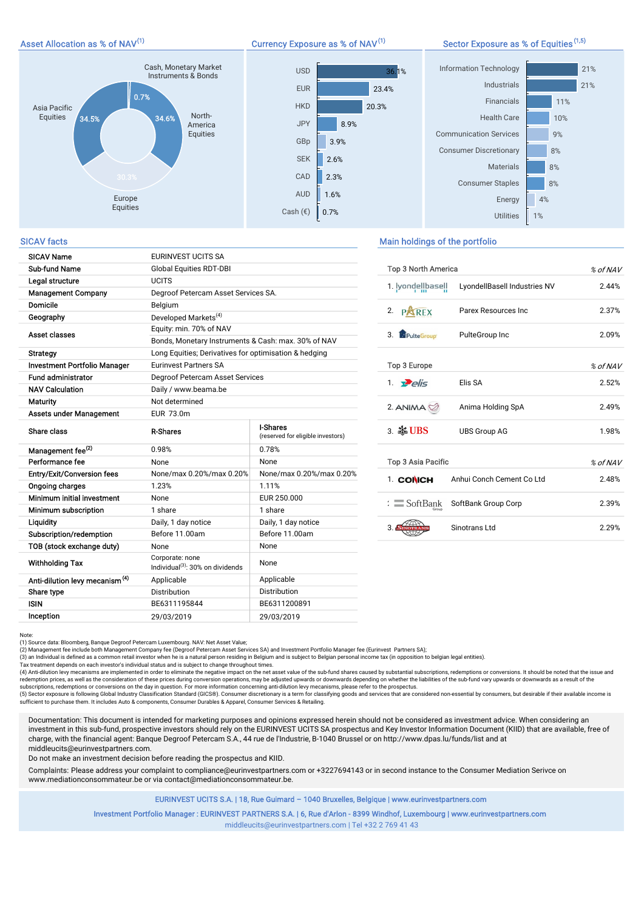## Asset Allocation as % of NAV[1]

Cash, Monetary Market Instruments & Bonds
0.7%
Asia Pacific Equities
34.5%
North-America Equities
34.6%
30.3%
Europe Equities

## Currency Exposure as % of NAV[1]

USD 36.1%
EUR 23.4%
HKD 20.3%
JPY 8.9%
GBp 3.9%
SEK 2.6%
CAD 2.3%
AUD 1.6%
Cash (€) 0.7%

## Sector Exposure as % of Equities[1,5]

Information Technology 21%
Industrials 21%
Financials 11%
Health Care 10%
Communication Services 9%
Consumer Discretionary 8%
Materials 8%
Consumer Staples 8%
Energy 4%
Utilities 1%

## SICAV facts

| | | |
|---|---|---|
| **SICAV Name** | EURINVEST UCITS SA | |
| **Sub-fund Name** | Global Equities RDT-DBI | |
| **Legal structure** | UCITS | |
| **Management Company** | Degroof Petercam Asset Services SA. | |
| **Domicile** | Belgium | |
| **Geography** | Developed Markets[4] | |
| **Asset classes** | Equity: min. 70% of NAV<br>Bonds, Monetary Instruments & Cash: max. 30% of NAV | |
| **Strategy** | Long Equities; Derivatives for optimisation & hedging | |
| **Investment Portfolio Manager** | Eurinvest Partners SA | |
| **Fund administrator** | Degroof Petercam Asset Services | |
| **NAV Calculation** | Daily / www.beama.be | |
| **Maturity** | Not determined | |
| **Assets under Management** | EUR 73.0m | |
| **Share class** | **R-Shares** | **I-Shares** (reserved for eligible investors) |
| **Management fee[2]** | 0.98% | 0.78% |
| **Performance fee** | None | None |
| **Entry/Exit/Conversion fees** | None/max 0.20%/max 0.20% | None/max 0.20%/max 0.20% |
| **Ongoing charges** | 1.23% | 1.11% |
| **Minimum initial investment** | None | EUR 250.000 |
| **Minimum subscription** | 1 share | 1 share |
| **Liquidity** | Daily, 1 day notice | Daily, 1 day notice |
| **Subscription/redemption** | Before 11.00am | Before 11.00am |
| **TOB (stock exchange duty)** | None | None |
| **Withholding Tax** | Corporate: none<br>Individual[3]: 30% on dividends | None |
| **Anti-dilution levy mecanism[4]** | Applicable | Applicable |
| **Share type** | Distribution | Distribution |
| **ISIN** | BE6311195844 | BE6311200891 |
| **Inception** | 29/03/2019 | 29/03/2019 |

## Main holdings of the portfolio

| Top 3 North America | | *% of NAV* |
|---|---|---|
| 1. | LyondellBasell Industries NV | 2.44% |
| 2. | Parex Resources Inc | 2.37% |
| 3. | PulteGroup Inc | 2.09% |

| Top 3 Europe | | *% of NAV* |
|---|---|---|
| 1. | Elis SA | 2.52% |
| 2. | Anima Holding SpA | 2.49% |
| 3. | UBS Group AG | 1.98% |

| Top 3 Asia Pacific | | *% of NAV* |
|---|---|---|
| 1. | Anhui Conch Cement Co Ltd | 2.48% |
| 2. | SoftBank Group Corp | 2.39% |
| 3. | Sinotrans Ltd | 2.29% |

Note:
(1) Source data: Bloomberg, Banque Degroof Petercam Luxembourg. NAV: Net Asset Value;
(2) Management fee include both Management Company fee (Degroof Petercam Asset Services SA) and Investment Portfolio Manager fee (Eurinvest Partners SA);
(3) an Individual is defined as a common retail investor when he is a natural person residing in Belgium and is subject to Belgian personal income tax (in opposition to belgian legal entities).
Tax treatment depends on each investor's individual status and is subject to change throughout times.
(4) Anti-dilution levy mecanisms are implemented in order to eliminate the negative impact on the net asset value of the sub-fund shares caused by substantial subscriptions, redemptions or conversions. It should be noted that the issue and redemption prices, as well as the consideration of these prices during conversion operations, may be adjusted upwards or downwards depending on whether the liabilities of the sub-fund vary upwards or downwards as a result of the subscriptions, redemptions or conversions on the day in question. For more information concerning anti-dilution levy mecanisms, please refer to the prospectus.
(5) Sector exposure is following Global Industry Classification Standard (GICS®). Consumer discretionary is a term for classifying goods and services that are considered non-essential by consumers, but desirable if their available income is sufficient to purchase them. It includes Auto & components, Consumer Durables & Apparel, Consumer Services & Retailing.

Documentation: This document is intended for marketing purposes and opinions expressed herein should not be considered as investment advice. When considering an investment in this sub-fund, prospective investors should rely on the EURINVEST UCITS SA prospectus and Key Investor Information Document (KIID) that are available, free of charge, with the financial agent: Banque Degroof Petercam S.A., 44 rue de l'Industrie, B-1040 Brussel or on http://www.dpas.lu/funds/list and at middleucits@eurinvestpartners.com.
Do not make an investment decision before reading the prospectus and KIID.

Complaints: Please address your complaint to compliance@eurinvestpartners.com or +3227694143 or in second instance to the Consumer Mediation Serivce on www.mediationconsommateur.be or via contact@mediationconsommateur.be.

EURINVEST UCITS S.A. | 18, Rue Guimard – 1040 Bruxelles, Belgique | www.eurinvestpartners.com

Investment Portfolio Manager : EURINVEST PARTNERS S.A. | 6, Rue d'Arlon - 8399 Windhof, Luxembourg | www.eurinvestpartners.com

middleucits@eurinvestpartners.com | Tel +32 2 769 41 43